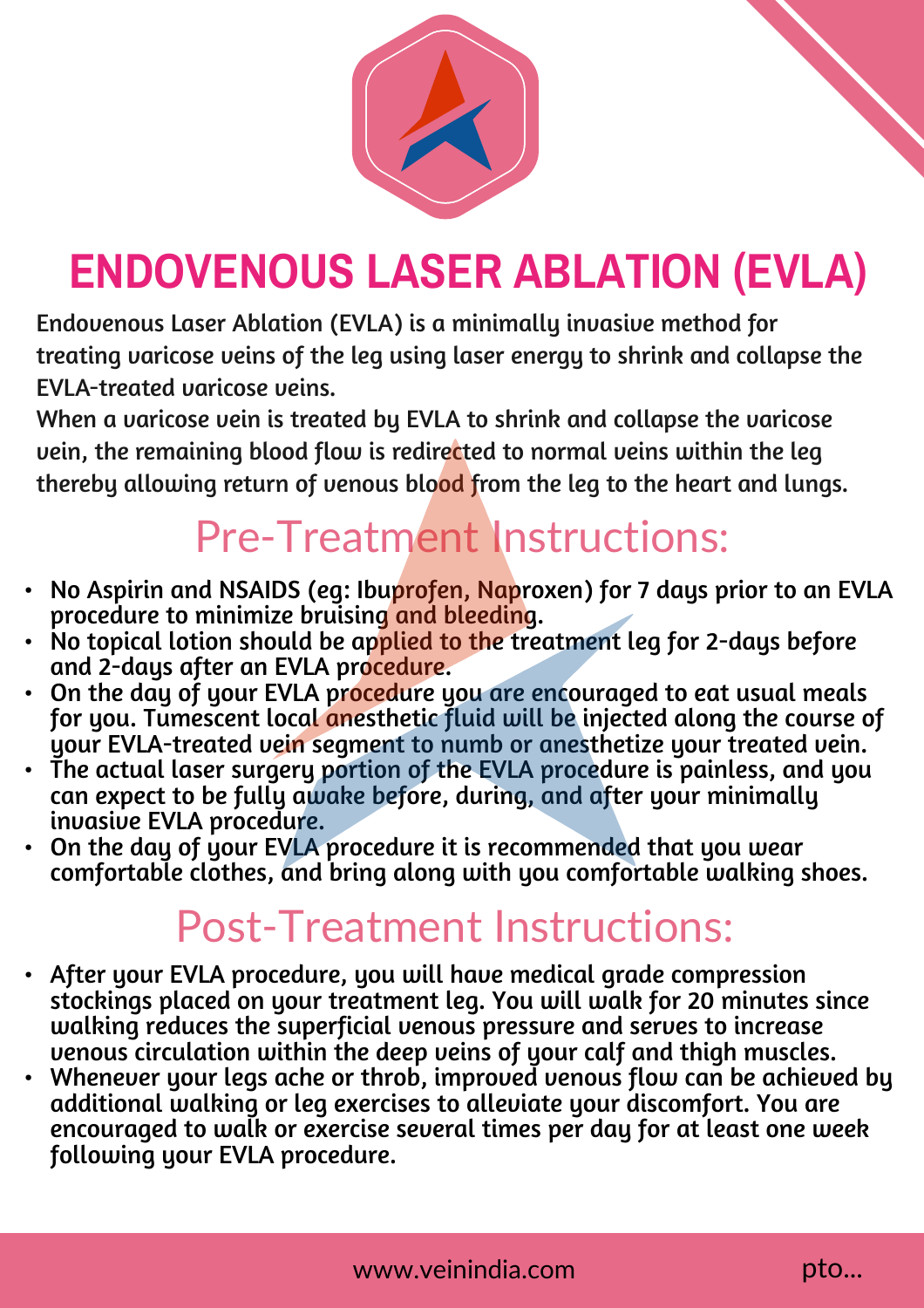# ENDOVENOUS LASER ABLATION (EVLA)

Endovenous Laser Ablation (EVLA) is a minimally invasive method for treating varicose veins of the leg using laser energy to shrink and collapse the EVLA-treated varicose veins.

When a varicose vein is treated by EVLA to shrink and collapse the varicose vein, the remaining blood flow is redirected to normal veins within the leg thereby allowing return of venous blood from the leg to the heart and lungs.

## Pre-Treatment Instructions:

- No Aspirin and NSAIDS (eg: Ibuprofen, Naproxen) for 7 days prior to an EVLA procedure to minimize bruising and bleeding.
- No topical lotion should be applied to the treatment leg for 2-days before and 2-days after an EVLA procedure.
- On the day of your EVLA procedure you are encouraged to eat usual meals for you. Tumescent local anesthetic fluid will be injected along the course of your EVLA-treated vein segment to numb or anesthetize your treated vein.
- The actual laser surgery portion of the EVLA procedure is painless, and you can expect to be fully awake before, during, and after your minimally invasive EVLA procedure.
- On the day of your EVLA procedure it is recommended that you wear comfortable clothes, and bring along with you comfortable walking shoes.

## Post-Treatment Instructions:

- After your EVLA procedure, you will have medical grade compression stockings placed on your treatment leg. You will walk for 20 minutes since walking reduces the superficial venous pressure and serves to increase venous circulation within the deep veins of your calf and thigh muscles.
- Whenever your legs ache or throb, improved venous flow can be achieved by additional walking or leg exercises to alleviate your discomfort. You are encouraged to walk or exercise several times per day for at least one week following your EVLA procedure.

www.veinindia.com

pto...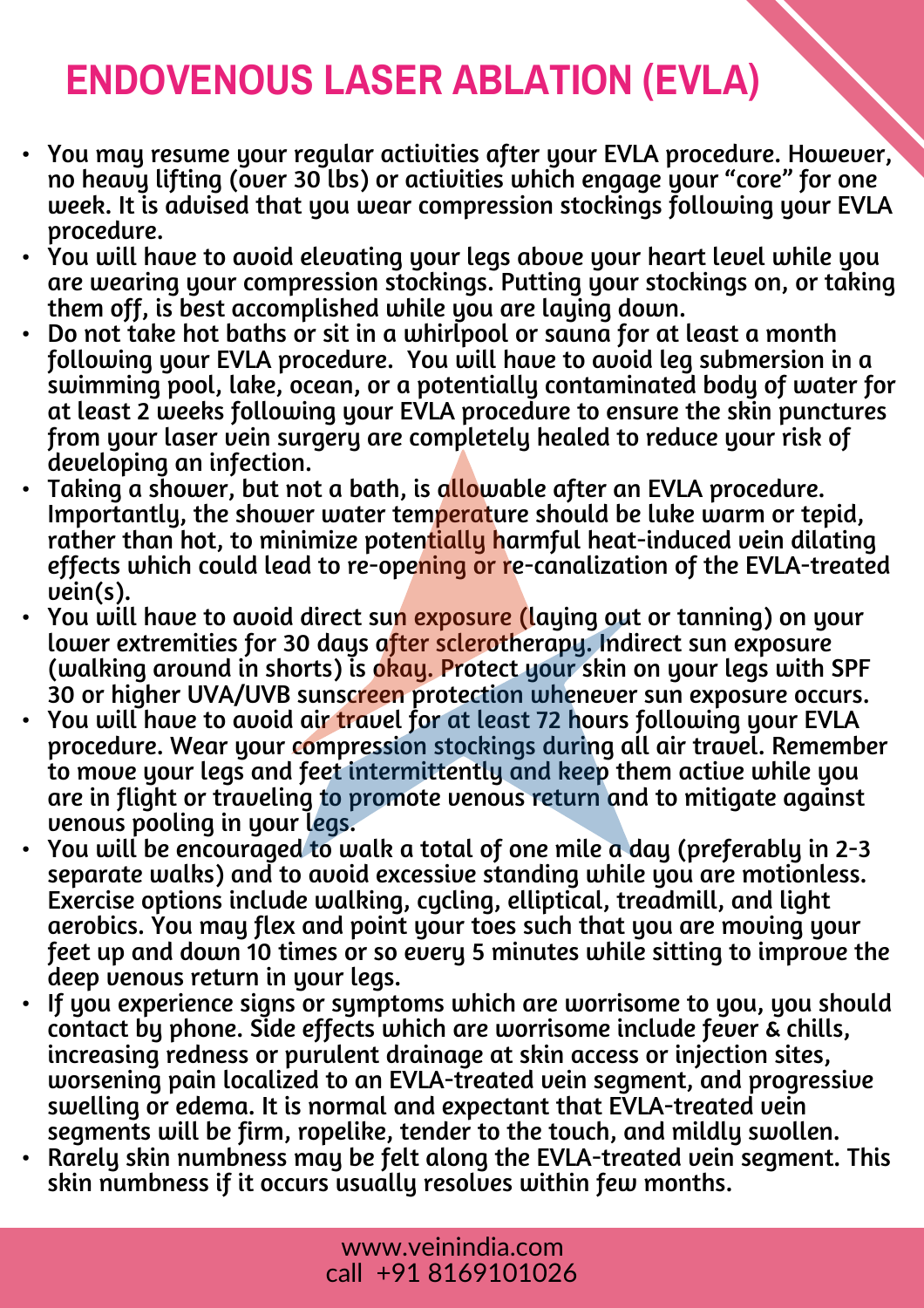# ENDOVENOUS LASER ABLATION (EVLA)

- You may resume your regular activities after your EVLA procedure. However, no heavy lifting (over 30 lbs) or activities which engage your "core" for one week. It is advised that you wear compression stockings following your EVLA procedure.
- You will have to avoid elevating your legs above your heart level while you are wearing your compression stockings. Putting your stockings on, or taking them off, is best accomplished while you are laying down.
- Do not take hot baths or sit in a whirlpool or sauna for at least a month following your EVLA procedure. You will have to avoid leg submersion in a swimming pool, lake, ocean, or a potentially contaminated body of water for at least 2 weeks following your EVLA procedure to ensure the skin punctures from your laser vein surgery are completely healed to reduce your risk of developing an infection.
- Taking a shower, but not a bath, is allowable after an EVLA procedure. Importantly, the shower water temperature should be luke warm or tepid, rather than hot, to minimize potentially harmful heat-induced vein dilating effects which could lead to re-opening or re-canalization of the EVLA-treated vein(s).
- You will have to avoid direct sun exposure (laying out or tanning) on your lower extremities for 30 days after sclerotherapy. Indirect sun exposure (walking around in shorts) is okay. Protect your skin on your legs with SPF 30 or higher UVA/UVB sunscreen protection whenever sun exposure occurs.
- You will have to avoid air travel for at least 72 hours following your EVLA procedure. Wear your compression stockings during all air travel. Remember to move your legs and feet intermittently and keep them active while you are in flight or traveling to promote venous return and to mitigate against venous pooling in your legs.
- You will be encouraged to walk a total of one mile a day (preferably in 2-3 separate walks) and to avoid excessive standing while you are motionless. Exercise options include walking, cycling, elliptical, treadmill, and light aerobics. You may flex and point your toes such that you are moving your feet up and down 10 times or so every 5 minutes while sitting to improve the deep venous return in your legs.
- If you experience signs or symptoms which are worrisome to you, you should contact by phone. Side effects which are worrisome include fever & chills, increasing redness or purulent drainage at skin access or injection sites, worsening pain localized to an EVLA-treated vein segment, and progressive swelling or edema. It is normal and expectant that EVLA-treated vein segments will be firm, ropelike, tender to the touch, and mildly swollen.
- Rarely skin numbness may be felt along the EVLA-treated vein segment. This skin numbness if it occurs usually resolves within few months.

www.veinindia.com
call +91 8169101026